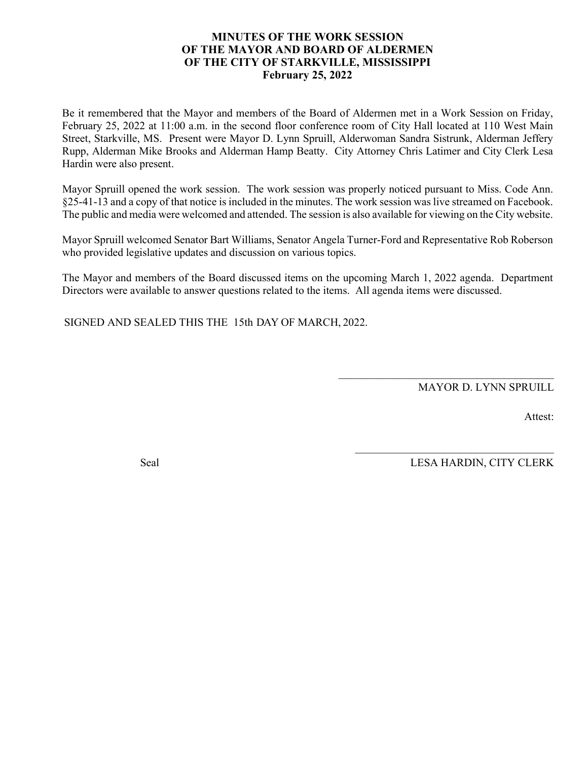**MINUTES OF THE WORK SESSION**
**OF THE MAYOR AND BOARD OF ALDERMEN**
**OF THE CITY OF STARKVILLE, MISSISSIPPI**
**February 25, 2022**

Be it remembered that the Mayor and members of the Board of Aldermen met in a Work Session on Friday, February 25, 2022 at 11:00 a.m. in the second floor conference room of City Hall located at 110 West Main Street, Starkville, MS. Present were Mayor D. Lynn Spruill, Alderwoman Sandra Sistrunk, Alderman Jeffery Rupp, Alderman Mike Brooks and Alderman Hamp Beatty. City Attorney Chris Latimer and City Clerk Lesa Hardin were also present.

Mayor Spruill opened the work session. The work session was properly noticed pursuant to Miss. Code Ann. §25-41-13 and a copy of that notice is included in the minutes. The work session was live streamed on Facebook. The public and media were welcomed and attended. The session is also available for viewing on the City website.

Mayor Spruill welcomed Senator Bart Williams, Senator Angela Turner-Ford and Representative Rob Roberson who provided legislative updates and discussion on various topics.

The Mayor and members of the Board discussed items on the upcoming March 1, 2022 agenda. Department Directors were available to answer questions related to the items. All agenda items were discussed.

SIGNED AND SEALED THIS THE 15th DAY OF MARCH, 2022.

\_\_\_\_\_\_\_\_\_\_\_\_\_\_\_\_\_\_\_\_\_\_\_\_\_\_\_\_\_\_\_\_\_\_\_\_\_\_\_\_

MAYOR D. LYNN SPRUILL

Attest:

\_\_\_\_\_\_\_\_\_\_\_\_\_\_\_\_\_\_\_\_\_\_\_\_\_\_\_\_\_\_\_\_\_\_\_\_\_\_\_\_

Seal

LESA HARDIN, CITY CLERK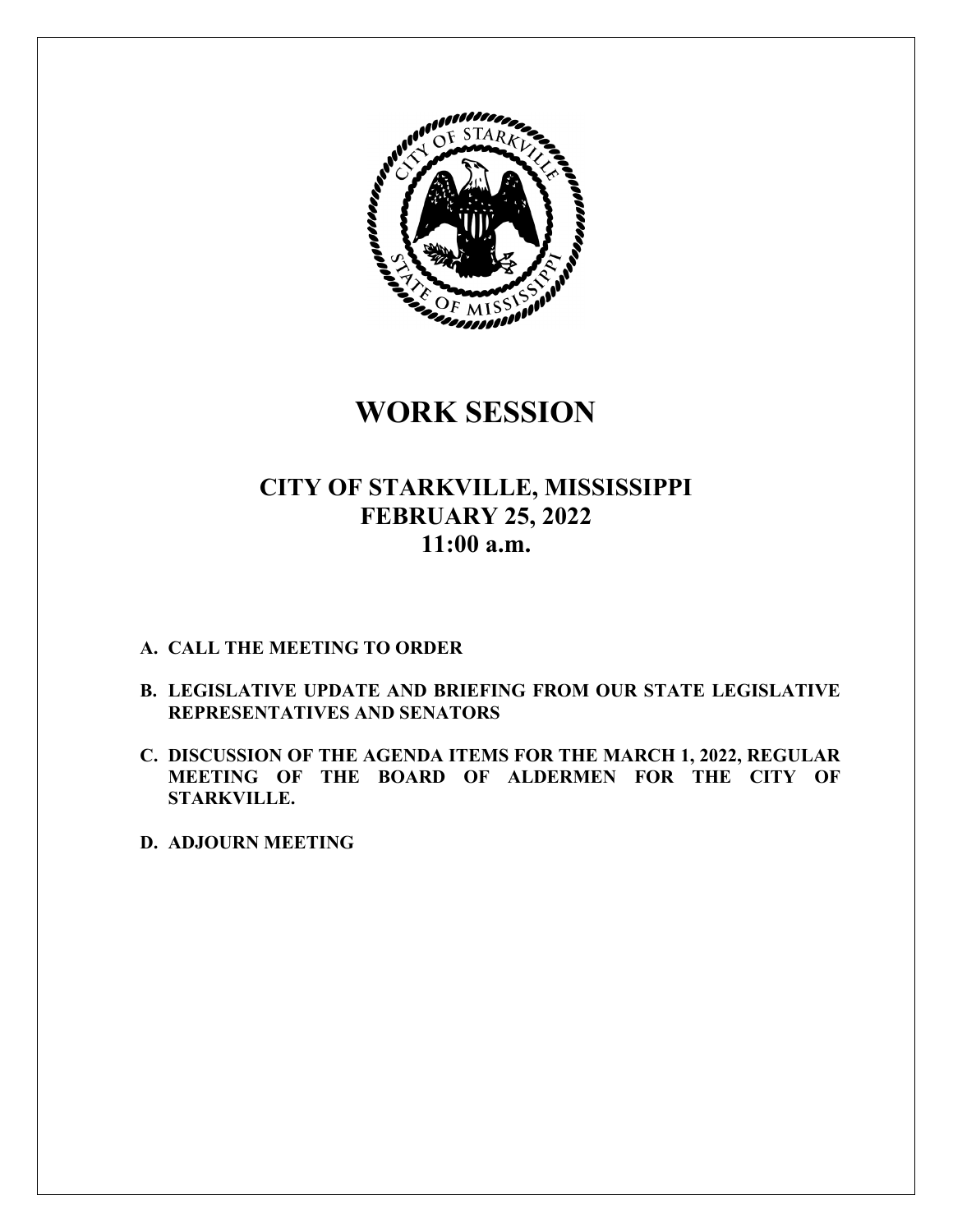# WORK SESSION

## CITY OF STARKVILLE, MISSISSIPPI
## FEBRUARY 25, 2022
## 11:00 a.m.

**A. CALL THE MEETING TO ORDER**

**B. LEGISLATIVE UPDATE AND BRIEFING FROM OUR STATE LEGISLATIVE REPRESENTATIVES AND SENATORS**

**C. DISCUSSION OF THE AGENDA ITEMS FOR THE MARCH 1, 2022, REGULAR MEETING OF THE BOARD OF ALDERMEN FOR THE CITY OF STARKVILLE.**

**D. ADJOURN MEETING**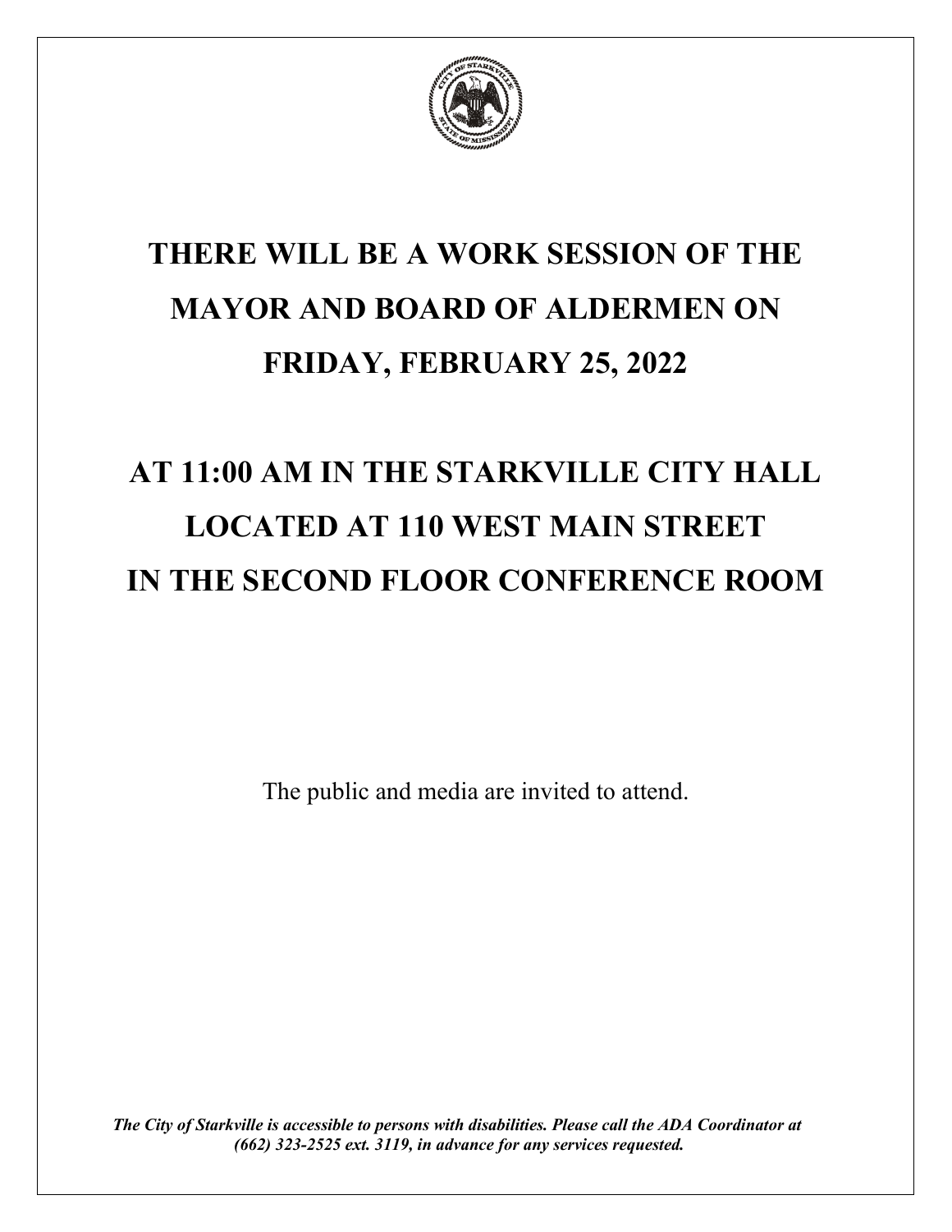# THERE WILL BE A WORK SESSION OF THE MAYOR AND BOARD OF ALDERMEN ON FRIDAY, FEBRUARY 25, 2022

# AT 11:00 AM IN THE STARKVILLE CITY HALL LOCATED AT 110 WEST MAIN STREET IN THE SECOND FLOOR CONFERENCE ROOM

The public and media are invited to attend.

***The City of Starkville is accessible to persons with disabilities. Please call the ADA Coordinator at (662) 323-2525 ext. 3119, in advance for any services requested.***